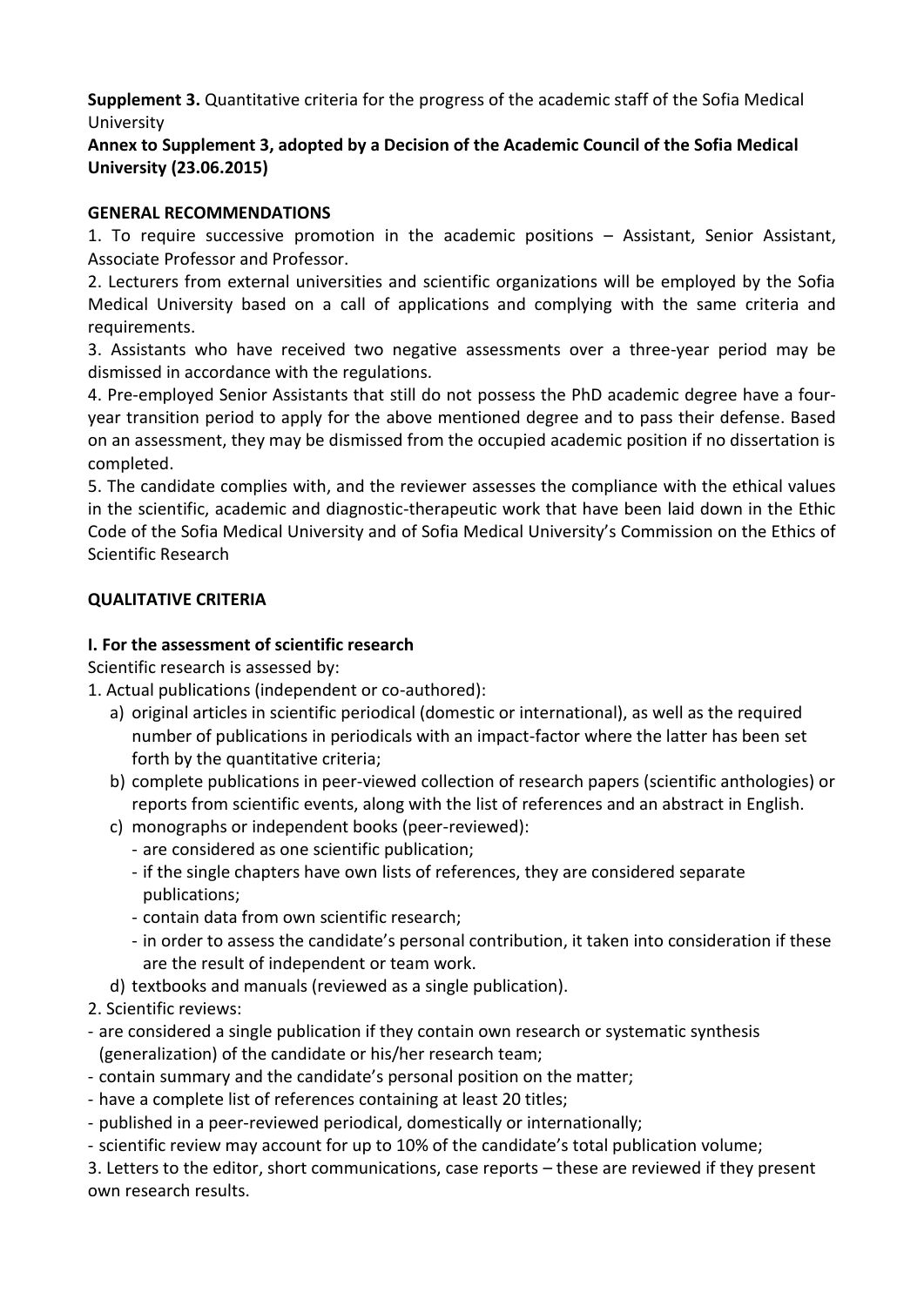**Supplement 3.** Quantitative criteria for the progress of the academic staff of the Sofia Medical University

**Annex to Supplement 3, adopted by a Decision of the Academic Council of the Sofia Medical University (23.06.2015)**

**GENERAL RECOMMENDATIONS**

1. To require successive promotion in the academic positions – Assistant, Senior Assistant, Associate Professor and Professor.
2. Lecturers from external universities and scientific organizations will be employed by the Sofia Medical University based on a call of applications and complying with the same criteria and requirements.
3. Assistants who have received two negative assessments over a three-year period may be dismissed in accordance with the regulations.
4. Pre-employed Senior Assistants that still do not possess the PhD academic degree have a four-year transition period to apply for the above mentioned degree and to pass their defense. Based on an assessment, they may be dismissed from the occupied academic position if no dissertation is completed.
5. The candidate complies with, and the reviewer assesses the compliance with the ethical values in the scientific, academic and diagnostic-therapeutic work that have been laid down in the Ethic Code of the Sofia Medical University and of Sofia Medical University's Commission on the Ethics of Scientific Research

**QUALITATIVE CRITERIA**

**I. For the assessment of scientific research**

Scientific research is assessed by:

1. Actual publications (independent or co-authored):
   a) original articles in scientific periodical (domestic or international), as well as the required number of publications in periodicals with an impact-factor where the latter has been set forth by the quantitative criteria;
   b) complete publications in peer-viewed collection of research papers (scientific anthologies) or reports from scientific events, along with the list of references and an abstract in English.
   c) monographs or independent books (peer-reviewed):
      - are considered as one scientific publication;
      - if the single chapters have own lists of references, they are considered separate publications;
      - contain data from own scientific research;
      - in order to assess the candidate's personal contribution, it taken into consideration if these are the result of independent or team work.
   d) textbooks and manuals (reviewed as a single publication).
2. Scientific reviews:
- are considered a single publication if they contain own research or systematic synthesis (generalization) of the candidate or his/her research team;
- contain summary and the candidate's personal position on the matter;
- have a complete list of references containing at least 20 titles;
- published in a peer-reviewed periodical, domestically or internationally;
- scientific review may account for up to 10% of the candidate's total publication volume;
3. Letters to the editor, short communications, case reports – these are reviewed if they present own research results.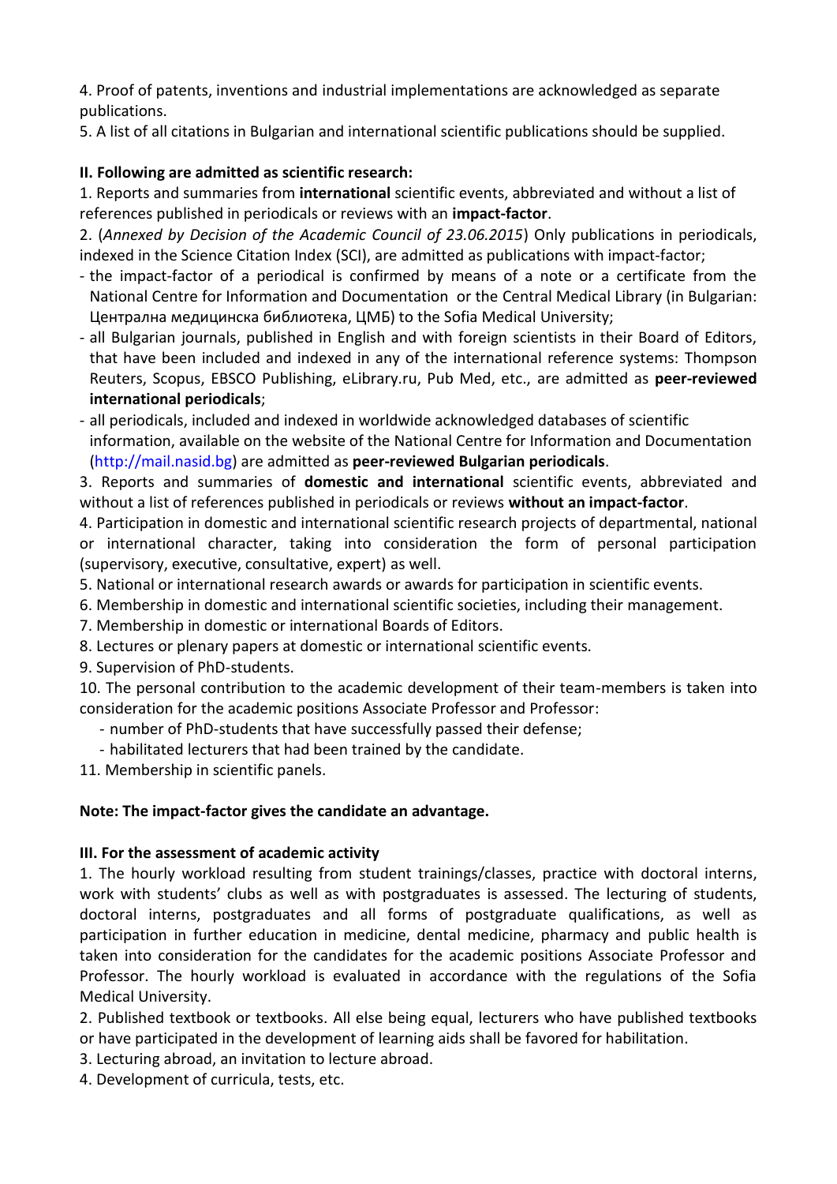4. Proof of patents, inventions and industrial implementations are acknowledged as separate publications.

5. A list of all citations in Bulgarian and international scientific publications should be supplied.

**II. Following are admitted as scientific research:**

1. Reports and summaries from **international** scientific events, abbreviated and without a list of references published in periodicals or reviews with an **impact-factor**.

2. (*Annexed by Decision of the Academic Council of 23.06.2015*) Only publications in periodicals, indexed in the Science Citation Index (SCI), are admitted as publications with impact-factor;

- the impact-factor of a periodical is confirmed by means of a note or a certificate from the National Centre for Information and Documentation or the Central Medical Library (in Bulgarian: Централна медицинска библиотека, ЦМБ) to the Sofia Medical University;
- all Bulgarian journals, published in English and with foreign scientists in their Board of Editors, that have been included and indexed in any of the international reference systems: Thompson Reuters, Scopus, EBSCO Publishing, eLibrary.ru, Pub Med, etc., are admitted as **peer-reviewed international periodicals**;
- all periodicals, included and indexed in worldwide acknowledged databases of scientific information, available on the website of the National Centre for Information and Documentation (http://mail.nasid.bg) are admitted as **peer-reviewed Bulgarian periodicals**.

3. Reports and summaries of **domestic and international** scientific events, abbreviated and without a list of references published in periodicals or reviews **without an impact-factor**.

4. Participation in domestic and international scientific research projects of departmental, national or international character, taking into consideration the form of personal participation (supervisory, executive, consultative, expert) as well.

5. National or international research awards or awards for participation in scientific events.

6. Membership in domestic and international scientific societies, including their management.

7. Membership in domestic or international Boards of Editors.

8. Lectures or plenary papers at domestic or international scientific events.

9. Supervision of PhD-students.

10. The personal contribution to the academic development of their team-members is taken into consideration for the academic positions Associate Professor and Professor:
   - number of PhD-students that have successfully passed their defense;
   - habilitated lecturers that had been trained by the candidate.

11. Membership in scientific panels.

**Note: The impact-factor gives the candidate an advantage.**

**III. For the assessment of academic activity**

1. The hourly workload resulting from student trainings/classes, practice with doctoral interns, work with students' clubs as well as with postgraduates is assessed. The lecturing of students, doctoral interns, postgraduates and all forms of postgraduate qualifications, as well as participation in further education in medicine, dental medicine, pharmacy and public health is taken into consideration for the candidates for the academic positions Associate Professor and Professor. The hourly workload is evaluated in accordance with the regulations of the Sofia Medical University.

2. Published textbook or textbooks. All else being equal, lecturers who have published textbooks or have participated in the development of learning aids shall be favored for habilitation.

3. Lecturing abroad, an invitation to lecture abroad.

4. Development of curricula, tests, etc.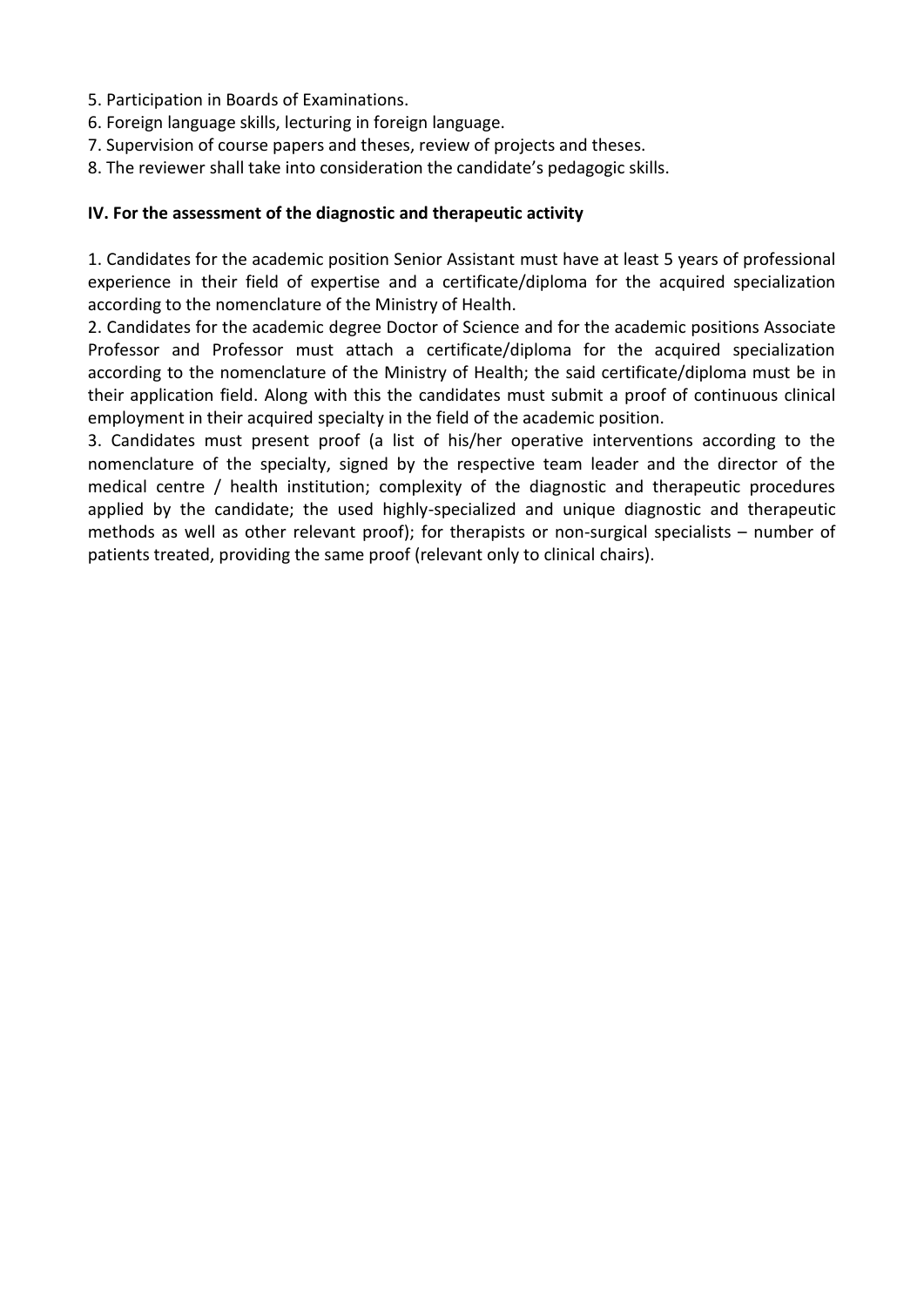5. Participation in Boards of Examinations.
6. Foreign language skills, lecturing in foreign language.
7. Supervision of course papers and theses, review of projects and theses.
8. The reviewer shall take into consideration the candidate's pedagogic skills.

**IV. For the assessment of the diagnostic and therapeutic activity**

1. Candidates for the academic position Senior Assistant must have at least 5 years of professional experience in their field of expertise and a certificate/diploma for the acquired specialization according to the nomenclature of the Ministry of Health.
2. Candidates for the academic degree Doctor of Science and for the academic positions Associate Professor and Professor must attach a certificate/diploma for the acquired specialization according to the nomenclature of the Ministry of Health; the said certificate/diploma must be in their application field. Along with this the candidates must submit a proof of continuous clinical employment in their acquired specialty in the field of the academic position.
3. Candidates must present proof (a list of his/her operative interventions according to the nomenclature of the specialty, signed by the respective team leader and the director of the medical centre / health institution; complexity of the diagnostic and therapeutic procedures applied by the candidate; the used highly-specialized and unique diagnostic and therapeutic methods as well as other relevant proof); for therapists or non-surgical specialists – number of patients treated, providing the same proof (relevant only to clinical chairs).